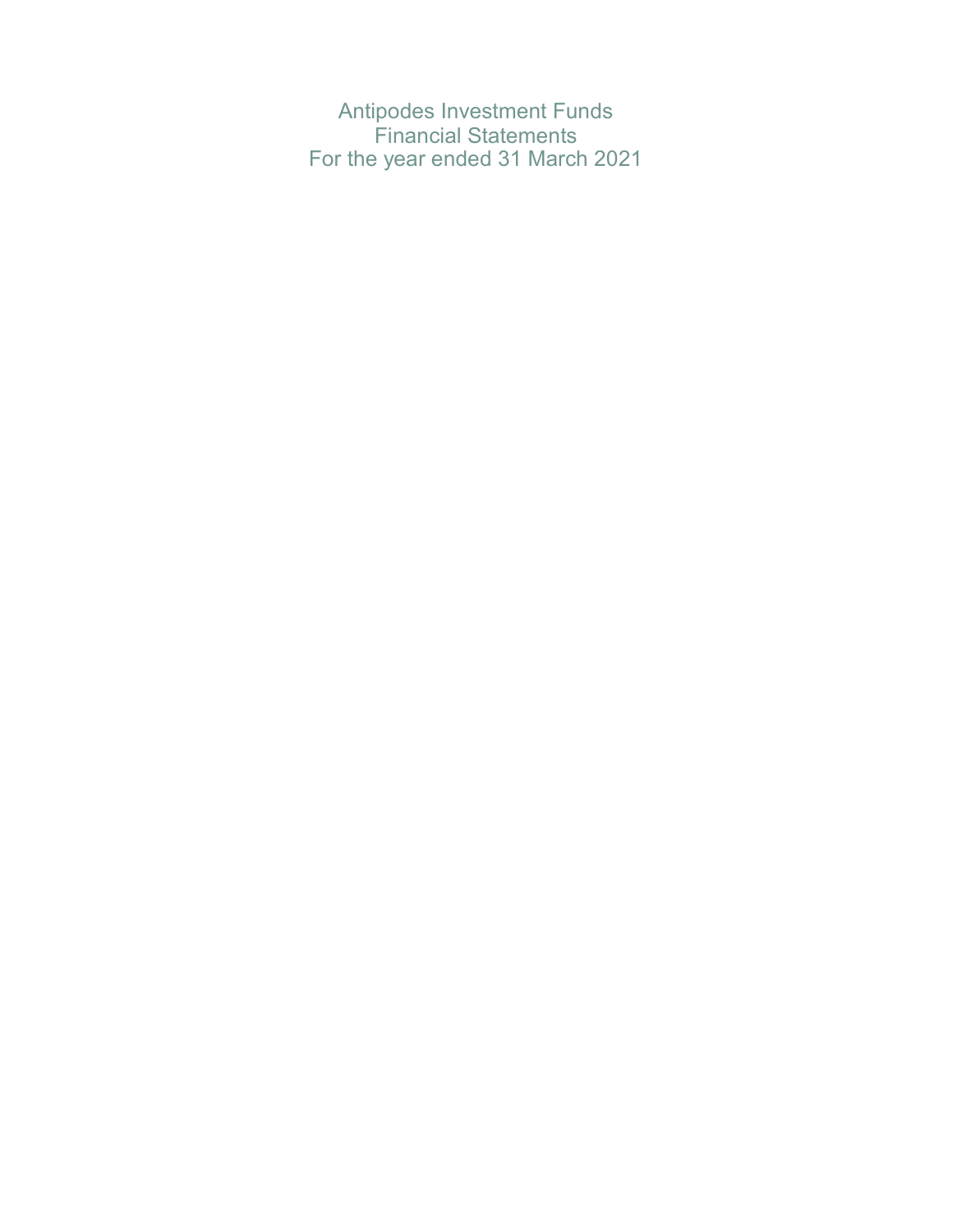# Antipodes Investment Funds

## Financial Statements

## For the year ended 31 March 2021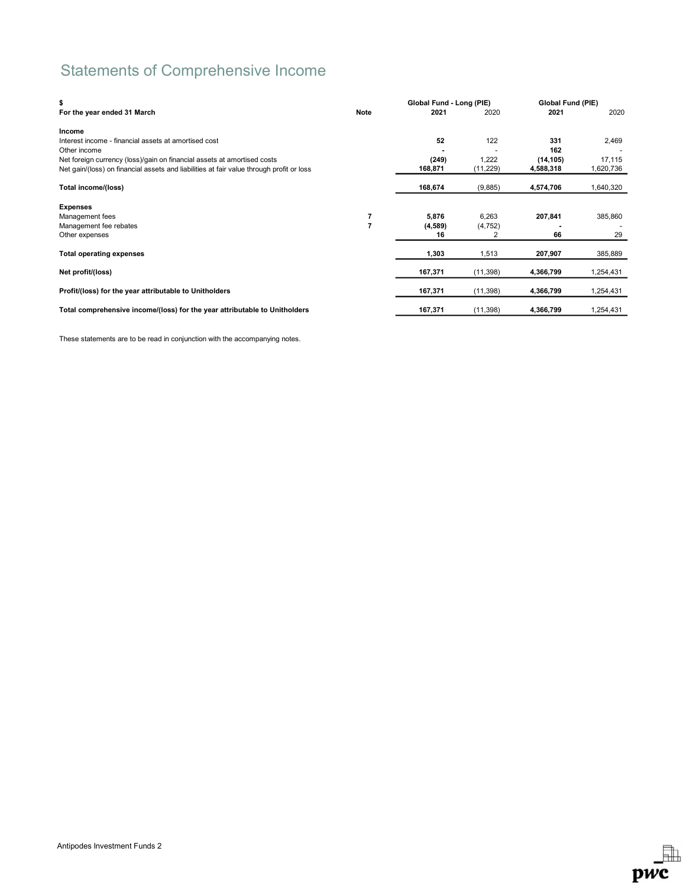# Statements of Comprehensive Income

| $<br>For the year ended 31 March | Note | Global Fund - Long (PIE)<br>2021 | <br>2020 | Global Fund (PIE)<br>2021 | <br>2020 |
|---|---|---|---|---|---|
| **Income** | | | | | |
| Interest income - financial assets at amortised cost | | **52** | 122 | **331** | 2,469 |
| Other income | | **-** | - | **162** | - |
| Net foreign currency (loss)/gain on financial assets at amortised costs | | **(249)** | 1,222 | **(14,105)** | 17,115 |
| Net gain/(loss) on financial assets and liabilities at fair value through profit or loss | | **168,871** | (11,229) | **4,588,318** | 1,620,736 |
| **Total income/(loss)** | | **168,674** | (9,885) | **4,574,706** | 1,640,320 |
| **Expenses** | | | | | |
| Management fees | **7** | **5,876** | 6,263 | **207,841** | 385,860 |
| Management fee rebates | **7** | **(4,589)** | (4,752) | **-** | - |
| Other expenses | | **16** | 2 | **66** | 29 |
| **Total operating expenses** | | **1,303** | 1,513 | **207,907** | 385,889 |
| **Net profit/(loss)** | | **167,371** | (11,398) | **4,366,799** | 1,254,431 |
| **Profit/(loss) for the year attributable to Unitholders** | | **167,371** | (11,398) | **4,366,799** | 1,254,431 |
| **Total comprehensive income/(loss) for the year attributable to Unitholders** | | **167,371** | (11,398) | **4,366,799** | 1,254,431 |

These statements are to be read in conjunction with the accompanying notes.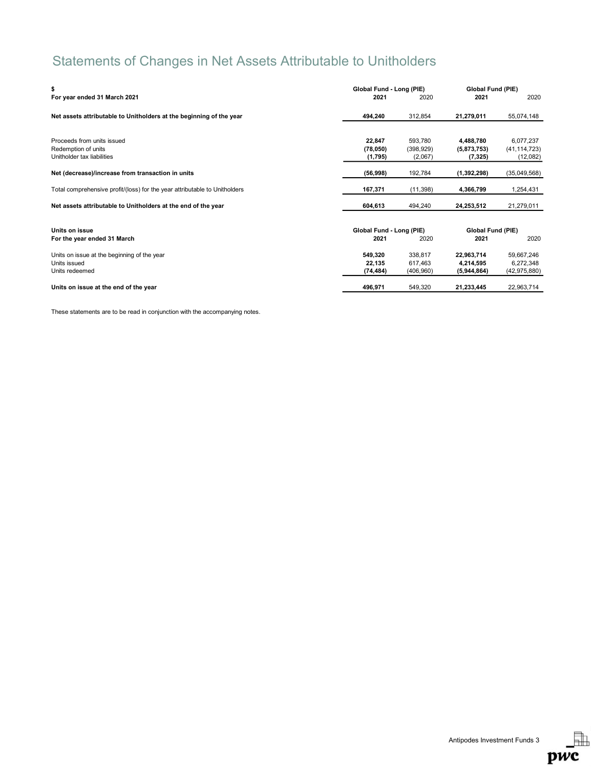# Statements of Changes in Net Assets Attributable to Unitholders

| $ | Global Fund - Long (PIE) | | Global Fund (PIE) | |
|---|---|---|---|---|
| **For year ended 31 March 2021** | **2021** | 2020 | **2021** | 2020 |
| **Net assets attributable to Unitholders at the beginning of the year** | **494,240** | 312,854 | **21,279,011** | 55,074,148 |
| Proceeds from units issued | **22,847** | 593,780 | **4,488,780** | 6,077,237 |
| Redemption of units | **(78,050)** | (398,929) | **(5,873,753)** | (41,114,723) |
| Unitholder tax liabilities | **(1,795)** | (2,067) | **(7,325)** | (12,082) |
| **Net (decrease)/increase from transaction in units** | **(56,998)** | 192,784 | **(1,392,298)** | (35,049,568) |
| Total comprehensive profit/(loss) for the year attributable to Unitholders | **167,371** | (11,398) | **4,366,799** | 1,254,431 |
| **Net assets attributable to Unitholders at the end of the year** | **604,613** | 494,240 | **24,253,512** | 21,279,011 |

| **Units on issue** | Global Fund - Long (PIE) | | Global Fund (PIE) | |
|---|---|---|---|---|
| **For the year ended 31 March** | **2021** | 2020 | **2021** | 2020 |
| Units on issue at the beginning of the year | **549,320** | 338,817 | **22,963,714** | 59,667,246 |
| Units issued | **22,135** | 617,463 | **4,214,595** | 6,272,348 |
| Units redeemed | **(74,484)** | (406,960) | **(5,944,864)** | (42,975,880) |
| **Units on issue at the end of the year** | **496,971** | 549,320 | **21,233,445** | 22,963,714 |

These statements are to be read in conjunction with the accompanying notes.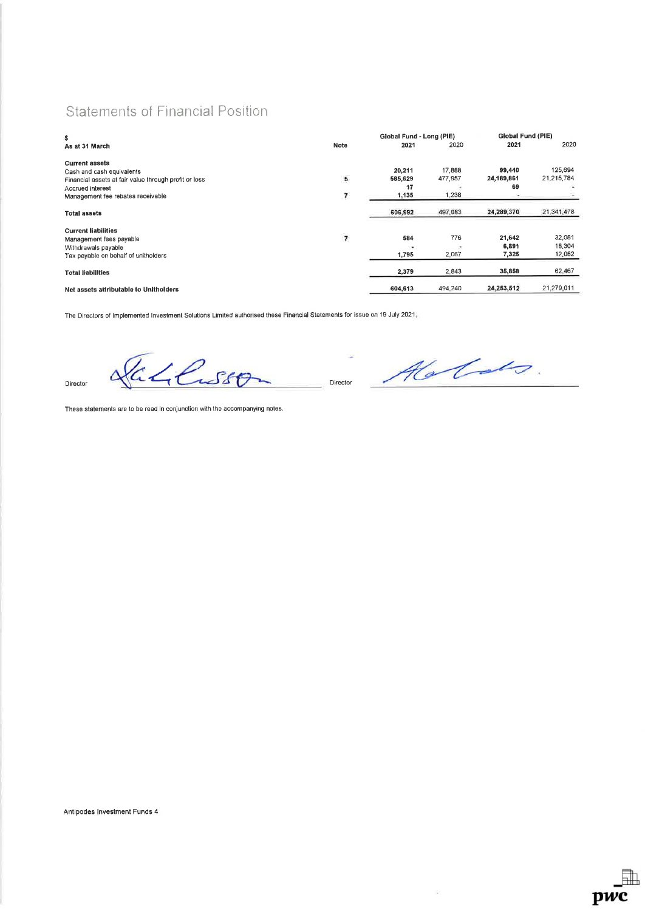# Statements of Financial Position

| $<br>As at 31 March | Note | Global Fund - Long (PIE)<br>2021 | <br>2020 | Global Fund (PIE)<br>2021 | <br>2020 |
|---|---|---|---|---|---|
| **Current assets** | | | | | |
| Cash and cash equivalents | | **20,211** | 17,888 | **99,440** | 125,694 |
| Financial assets at fair value through profit or loss | 5 | **585,629** | 477,957 | **24,189,861** | 21,215,784 |
| Accrued interest | | **17** | - | **69** | - |
| Management fee rebates receivable | 7 | **1,135** | 1,238 | **-** | - |
| **Total assets** | | **606,992** | 497,083 | **24,289,370** | 21,341,478 |
| **Current liabilities** | | | | | |
| Management fees payable | 7 | **584** | 776 | **21,642** | 32,081 |
| Withdrawals payable | | **-** | - | **6,891** | 18,304 |
| Tax payable on behalf of unitholders | | **1,795** | 2,067 | **7,325** | 12,082 |
| **Total liabilities** | | **2,379** | 2,843 | **35,858** | 62,467 |
| **Net assets attributable to Unitholders** | | **604,613** | 494,240 | **24,253,512** | 21,279,011 |

The Directors of Implemented Investment Solutions Limited authorised these Financial Statements for issue on 19 July 2021.

Director

Director

These statements are to be read in conjunction with the accompanying notes.

Antipodes Investment Funds 4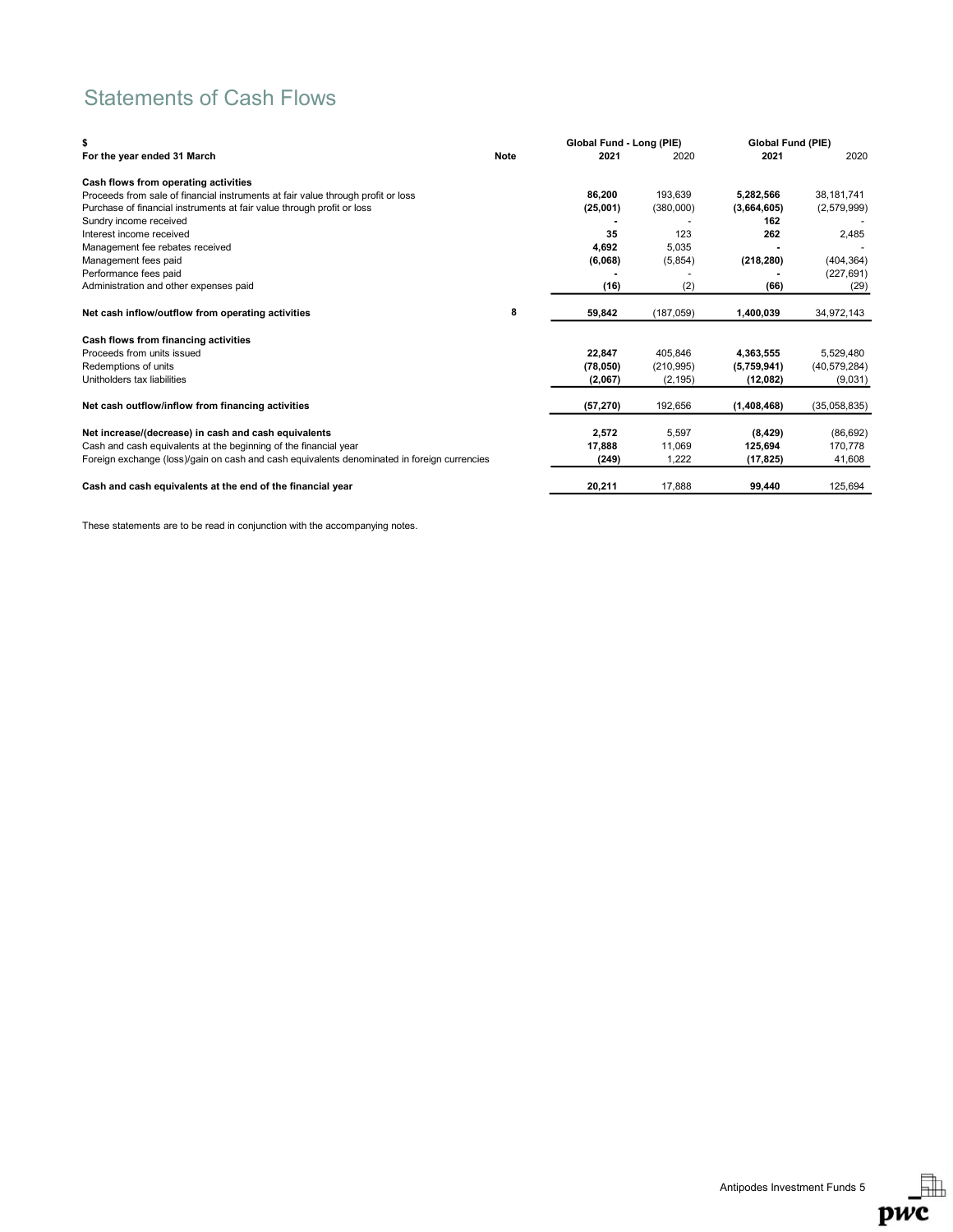# Statements of Cash Flows

| $ | | Global Fund - Long (PIE) | | Global Fund (PIE) | |
|---|---|---|---|---|---|
| **For the year ended 31 March** | **Note** | **2021** | 2020 | **2021** | 2020 |
| **Cash flows from operating activities** | | | | | |
| Proceeds from sale of financial instruments at fair value through profit or loss | | **86,200** | 193,639 | **5,282,566** | 38,181,741 |
| Purchase of financial instruments at fair value through profit or loss | | **(25,001)** | (380,000) | **(3,664,605)** | (2,579,999) |
| Sundry income received | | **-** | - | **162** | - |
| Interest income received | | **35** | 123 | **262** | 2,485 |
| Management fee rebates received | | **4,692** | 5,035 | **-** | - |
| Management fees paid | | **(6,068)** | (5,854) | **(218,280)** | (404,364) |
| Performance fees paid | | **-** | - | **-** | (227,691) |
| Administration and other expenses paid | | **(16)** | (2) | **(66)** | (29) |
| **Net cash inflow/outflow from operating activities** | **8** | **59,842** | (187,059) | **1,400,039** | 34,972,143 |
| **Cash flows from financing activities** | | | | | |
| Proceeds from units issued | | **22,847** | 405,846 | **4,363,555** | 5,529,480 |
| Redemptions of units | | **(78,050)** | (210,995) | **(5,759,941)** | (40,579,284) |
| Unitholders tax liabilities | | **(2,067)** | (2,195) | **(12,082)** | (9,031) |
| **Net cash outflow/inflow from financing activities** | | **(57,270)** | 192,656 | **(1,408,468)** | (35,058,835) |
| **Net increase/(decrease) in cash and cash equivalents** | | **2,572** | 5,597 | **(8,429)** | (86,692) |
| Cash and cash equivalents at the beginning of the financial year | | **17,888** | 11,069 | **125,694** | 170,778 |
| Foreign exchange (loss)/gain on cash and cash equivalents denominated in foreign currencies | | **(249)** | 1,222 | **(17,825)** | 41,608 |
| **Cash and cash equivalents at the end of the financial year** | | **20,211** | 17,888 | **99,440** | 125,694 |

These statements are to be read in conjunction with the accompanying notes.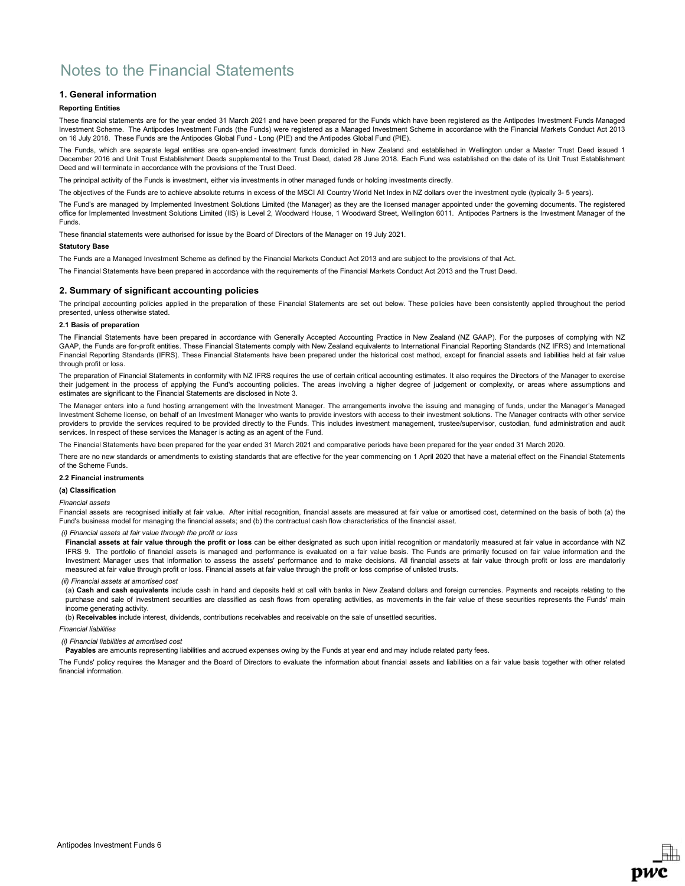# Notes to the Financial Statements

## 1. General information

**Reporting Entities**

These financial statements are for the year ended 31 March 2021 and have been prepared for the Funds which have been registered as the Antipodes Investment Funds Managed Investment Scheme. The Antipodes Investment Funds (the Funds) were registered as a Managed Investment Scheme in accordance with the Financial Markets Conduct Act 2013 on 16 July 2018. These Funds are the Antipodes Global Fund - Long (PIE) and the Antipodes Global Fund (PIE).

The Funds, which are separate legal entities are open-ended investment funds domiciled in New Zealand and established in Wellington under a Master Trust Deed issued 1 December 2016 and Unit Trust Establishment Deeds supplemental to the Trust Deed, dated 28 June 2018. Each Fund was established on the date of its Unit Trust Establishment Deed and will terminate in accordance with the provisions of the Trust Deed.

The principal activity of the Funds is investment, either via investments in other managed funds or holding investments directly.

The objectives of the Funds are to achieve absolute returns in excess of the MSCI All Country World Net Index in NZ dollars over the investment cycle (typically 3- 5 years).

The Fund's are managed by Implemented Investment Solutions Limited (the Manager) as they are the licensed manager appointed under the governing documents. The registered office for Implemented Investment Solutions Limited (IIS) is Level 2, Woodward House, 1 Woodward Street, Wellington 6011. Antipodes Partners is the Investment Manager of the Funds.

These financial statements were authorised for issue by the Board of Directors of the Manager on 19 July 2021.

**Statutory Base**

The Funds are a Managed Investment Scheme as defined by the Financial Markets Conduct Act 2013 and are subject to the provisions of that Act.

The Financial Statements have been prepared in accordance with the requirements of the Financial Markets Conduct Act 2013 and the Trust Deed.

## 2. Summary of significant accounting policies

The principal accounting policies applied in the preparation of these Financial Statements are set out below. These policies have been consistently applied throughout the period presented, unless otherwise stated.

**2.1 Basis of preparation**

The Financial Statements have been prepared in accordance with Generally Accepted Accounting Practice in New Zealand (NZ GAAP). For the purposes of complying with NZ GAAP, the Funds are for-profit entities. These Financial Statements comply with New Zealand equivalents to International Financial Reporting Standards (NZ IFRS) and International Financial Reporting Standards (IFRS). These Financial Statements have been prepared under the historical cost method, except for financial assets and liabilities held at fair value through profit or loss.

The preparation of Financial Statements in conformity with NZ IFRS requires the use of certain critical accounting estimates. It also requires the Directors of the Manager to exercise their judgement in the process of applying the Fund's accounting policies. The areas involving a higher degree of judgement or complexity, or areas where assumptions and estimates are significant to the Financial Statements are disclosed in Note 3.

The Manager enters into a fund hosting arrangement with the Investment Manager. The arrangements involve the issuing and managing of funds, under the Manager's Managed Investment Scheme license, on behalf of an Investment Manager who wants to provide investors with access to their investment solutions. The Manager contracts with other service providers to provide the services required to be provided directly to the Funds. This includes investment management, trustee/supervisor, custodian, fund administration and audit services. In respect of these services the Manager is acting as an agent of the Fund.

The Financial Statements have been prepared for the year ended 31 March 2021 and comparative periods have been prepared for the year ended 31 March 2020.

There are no new standards or amendments to existing standards that are effective for the year commencing on 1 April 2020 that have a material effect on the Financial Statements of the Scheme Funds.

**2.2 Financial instruments**

**(a) Classification**

*Financial assets*

Financial assets are recognised initially at fair value. After initial recognition, financial assets are measured at fair value or amortised cost, determined on the basis of both (a) the Fund's business model for managing the financial assets; and (b) the contractual cash flow characteristics of the financial asset.

*(i) Financial assets at fair value through the profit or loss*

**Financial assets at fair value through the profit or loss** can be either designated as such upon initial recognition or mandatorily measured at fair value in accordance with NZ IFRS 9. The portfolio of financial assets is managed and performance is evaluated on a fair value basis. The Funds are primarily focused on fair value information and the Investment Manager uses that information to assess the assets' performance and to make decisions. All financial assets at fair value through profit or loss are mandatorily measured at fair value through profit or loss. Financial assets at fair value through the profit or loss comprise of unlisted trusts.

*(ii) Financial assets at amortised cost*

(a) **Cash and cash equivalents** include cash in hand and deposits held at call with banks in New Zealand dollars and foreign currencies. Payments and receipts relating to the purchase and sale of investment securities are classified as cash flows from operating activities, as movements in the fair value of these securities represents the Funds' main income generating activity.

(b) **Receivables** include interest, dividends, contributions receivables and receivable on the sale of unsettled securities.

*Financial liabilities*

*(i) Financial liabilities at amortised cost*

**Payables** are amounts representing liabilities and accrued expenses owing by the Funds at year end and may include related party fees.

The Funds' policy requires the Manager and the Board of Directors to evaluate the information about financial assets and liabilities on a fair value basis together with other related financial information.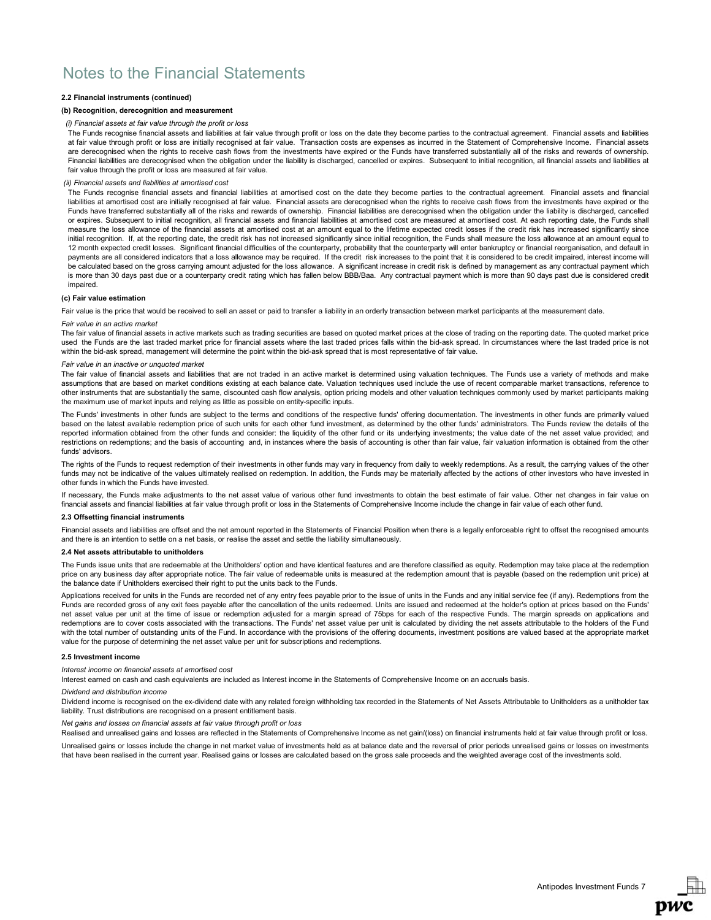# Notes to the Financial Statements

**2.2 Financial instruments (continued)**

**(b) Recognition, derecognition and measurement**

*(i) Financial assets at fair value through the profit or loss*

The Funds recognise financial assets and liabilities at fair value through profit or loss on the date they become parties to the contractual agreement. Financial assets and liabilities at fair value through profit or loss are initially recognised at fair value. Transaction costs are expenses as incurred in the Statement of Comprehensive Income. Financial assets are derecognised when the rights to receive cash flows from the investments have expired or the Funds have transferred substantially all of the risks and rewards of ownership. Financial liabilities are derecognised when the obligation under the liability is discharged, cancelled or expires. Subsequent to initial recognition, all financial assets and liabilities at fair value through the profit or loss are measured at fair value.

*(ii) Financial assets and liabilities at amortised cost*

The Funds recognise financial assets and financial liabilities at amortised cost on the date they become parties to the contractual agreement. Financial assets and financial liabilities at amortised cost are initially recognised at fair value. Financial assets are derecognised when the rights to receive cash flows from the investments have expired or the Funds have transferred substantially all of the risks and rewards of ownership. Financial liabilities are derecognised when the obligation under the liability is discharged, cancelled or expires. Subsequent to initial recognition, all financial assets and financial liabilities at amortised cost are measured at amortised cost. At each reporting date, the Funds shall measure the loss allowance of the financial assets at amortised cost at an amount equal to the lifetime expected credit losses if the credit risk has increased significantly since initial recognition. If, at the reporting date, the credit risk has not increased significantly since initial recognition, the Funds shall measure the loss allowance at an amount equal to 12 month expected credit losses. Significant financial difficulties of the counterparty, probability that the counterparty will enter bankruptcy or financial reorganisation, and default in payments are all considered indicators that a loss allowance may be required. If the credit risk increases to the point that it is considered to be credit impaired, interest income will be calculated based on the gross carrying amount adjusted for the loss allowance. A significant increase in credit risk is defined by management as any contractual payment which is more than 30 days past due or a counterparty credit rating which has fallen below BBB/Baa. Any contractual payment which is more than 90 days past due is considered credit impaired.

**(c) Fair value estimation**

Fair value is the price that would be received to sell an asset or paid to transfer a liability in an orderly transaction between market participants at the measurement date.

*Fair value in an active market*

The fair value of financial assets in active markets such as trading securities are based on quoted market prices at the close of trading on the reporting date. The quoted market price used the Funds are the last traded market price for financial assets where the last traded prices falls within the bid-ask spread. In circumstances where the last traded price is not within the bid-ask spread, management will determine the point within the bid-ask spread that is most representative of fair value.

*Fair value in an inactive or unquoted market*

The fair value of financial assets and liabilities that are not traded in an active market is determined using valuation techniques. The Funds use a variety of methods and make assumptions that are based on market conditions existing at each balance date. Valuation techniques used include the use of recent comparable market transactions, reference to other instruments that are substantially the same, discounted cash flow analysis, option pricing models and other valuation techniques commonly used by market participants making the maximum use of market inputs and relying as little as possible on entity-specific inputs.

The Funds' investments in other funds are subject to the terms and conditions of the respective funds' offering documentation. The investments in other funds are primarily valued based on the latest available redemption price of such units for each other fund investment, as determined by the other funds' administrators. The Funds review the details of the reported information obtained from the other funds and consider: the liquidity of the other fund or its underlying investments; the value date of the net asset value provided; and restrictions on redemptions; and the basis of accounting and, in instances where the basis of accounting is other than fair value, fair valuation information is obtained from the other funds' advisors.

The rights of the Funds to request redemption of their investments in other funds may vary in frequency from daily to weekly redemptions. As a result, the carrying values of the other funds may not be indicative of the values ultimately realised on redemption. In addition, the Funds may be materially affected by the actions of other investors who have invested in other funds in which the Funds have invested.

If necessary, the Funds make adjustments to the net asset value of various other fund investments to obtain the best estimate of fair value. Other net changes in fair value on financial assets and financial liabilities at fair value through profit or loss in the Statements of Comprehensive Income include the change in fair value of each other fund.

**2.3 Offsetting financial instruments**

Financial assets and liabilities are offset and the net amount reported in the Statements of Financial Position when there is a legally enforceable right to offset the recognised amounts and there is an intention to settle on a net basis, or realise the asset and settle the liability simultaneously.

**2.4 Net assets attributable to unitholders**

The Funds issue units that are redeemable at the Unitholders' option and have identical features and are therefore classified as equity. Redemption may take place at the redemption price on any business day after appropriate notice. The fair value of redeemable units is measured at the redemption amount that is payable (based on the redemption unit price) at the balance date if Unitholders exercised their right to put the units back to the Funds.

Applications received for units in the Funds are recorded net of any entry fees payable prior to the issue of units in the Funds and any initial service fee (if any). Redemptions from the Funds are recorded gross of any exit fees payable after the cancellation of the units redeemed. Units are issued and redeemed at the holder's option at prices based on the Funds' net asset value per unit at the time of issue or redemption adjusted for a margin spread of 75bps for each of the respective Funds. The margin spreads on applications and redemptions are to cover costs associated with the transactions. The Funds' net asset value per unit is calculated by dividing the net assets attributable to the holders of the Fund with the total number of outstanding units of the Fund. In accordance with the provisions of the offering documents, investment positions are valued based at the appropriate market value for the purpose of determining the net asset value per unit for subscriptions and redemptions.

**2.5 Investment income**

*Interest income on financial assets at amortised cost*

Interest earned on cash and cash equivalents are included as Interest income in the Statements of Comprehensive Income on an accruals basis.

*Dividend and distribution income*

Dividend income is recognised on the ex-dividend date with any related foreign withholding tax recorded in the Statements of Net Assets Attributable to Unitholders as a unitholder tax liability. Trust distributions are recognised on a present entitlement basis.

*Net gains and losses on financial assets at fair value through profit or loss*

Realised and unrealised gains and losses are reflected in the Statements of Comprehensive Income as net gain/(loss) on financial instruments held at fair value through profit or loss.

Unrealised gains or losses include the change in net market value of investments held as at balance date and the reversal of prior periods unrealised gains or losses on investments that have been realised in the current year. Realised gains or losses are calculated based on the gross sale proceeds and the weighted average cost of the investments sold.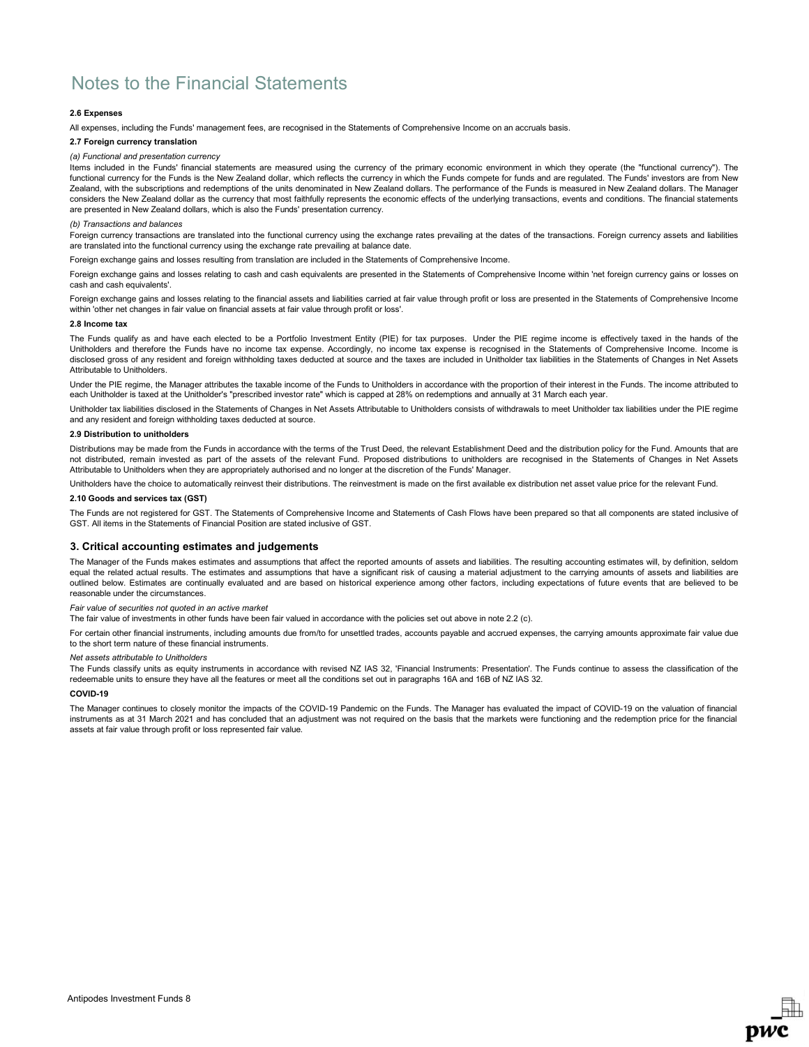# Notes to the Financial Statements

**2.6 Expenses**

All expenses, including the Funds' management fees, are recognised in the Statements of Comprehensive Income on an accruals basis.

**2.7 Foreign currency translation**

*(a) Functional and presentation currency*

Items included in the Funds' financial statements are measured using the currency of the primary economic environment in which they operate (the "functional currency"). The functional currency for the Funds is the New Zealand dollar, which reflects the currency in which the Funds compete for funds and are regulated. The Funds' investors are from New Zealand, with the subscriptions and redemptions of the units denominated in New Zealand dollars. The performance of the Funds is measured in New Zealand dollars. The Manager considers the New Zealand dollar as the currency that most faithfully represents the economic effects of the underlying transactions, events and conditions. The financial statements are presented in New Zealand dollars, which is also the Funds' presentation currency.

*(b) Transactions and balances*

Foreign currency transactions are translated into the functional currency using the exchange rates prevailing at the dates of the transactions. Foreign currency assets and liabilities are translated into the functional currency using the exchange rate prevailing at balance date.

Foreign exchange gains and losses resulting from translation are included in the Statements of Comprehensive Income.

Foreign exchange gains and losses relating to cash and cash equivalents are presented in the Statements of Comprehensive Income within 'net foreign currency gains or losses on cash and cash equivalents'.

Foreign exchange gains and losses relating to the financial assets and liabilities carried at fair value through profit or loss are presented in the Statements of Comprehensive Income within 'other net changes in fair value on financial assets at fair value through profit or loss'.

**2.8 Income tax**

The Funds qualify as and have each elected to be a Portfolio Investment Entity (PIE) for tax purposes. Under the PIE regime income is effectively taxed in the hands of the Unitholders and therefore the Funds have no income tax expense. Accordingly, no income tax expense is recognised in the Statements of Comprehensive Income. Income is disclosed gross of any resident and foreign withholding taxes deducted at source and the taxes are included in Unitholder tax liabilities in the Statements of Changes in Net Assets Attributable to Unitholders.

Under the PIE regime, the Manager attributes the taxable income of the Funds to Unitholders in accordance with the proportion of their interest in the Funds. The income attributed to each Unitholder is taxed at the Unitholder's "prescribed investor rate" which is capped at 28% on redemptions and annually at 31 March each year.

Unitholder tax liabilities disclosed in the Statements of Changes in Net Assets Attributable to Unitholders consists of withdrawals to meet Unitholder tax liabilities under the PIE regime and any resident and foreign withholding taxes deducted at source.

**2.9 Distribution to unitholders**

Distributions may be made from the Funds in accordance with the terms of the Trust Deed, the relevant Establishment Deed and the distribution policy for the Fund. Amounts that are not distributed, remain invested as part of the assets of the relevant Fund. Proposed distributions to unitholders are recognised in the Statements of Changes in Net Assets Attributable to Unitholders when they are appropriately authorised and no longer at the discretion of the Funds' Manager.

Unitholders have the choice to automatically reinvest their distributions. The reinvestment is made on the first available ex distribution net asset value price for the relevant Fund.

**2.10 Goods and services tax (GST)**

The Funds are not registered for GST. The Statements of Comprehensive Income and Statements of Cash Flows have been prepared so that all components are stated inclusive of GST. All items in the Statements of Financial Position are stated inclusive of GST.

## 3. Critical accounting estimates and judgements

The Manager of the Funds makes estimates and assumptions that affect the reported amounts of assets and liabilities. The resulting accounting estimates will, by definition, seldom equal the related actual results. The estimates and assumptions that have a significant risk of causing a material adjustment to the carrying amounts of assets and liabilities are outlined below. Estimates are continually evaluated and are based on historical experience among other factors, including expectations of future events that are believed to be reasonable under the circumstances.

*Fair value of securities not quoted in an active market*

The fair value of investments in other funds have been fair valued in accordance with the policies set out above in note 2.2 (c).

For certain other financial instruments, including amounts due from/to for unsettled trades, accounts payable and accrued expenses, the carrying amounts approximate fair value due to the short term nature of these financial instruments.

*Net assets attributable to Unitholders*

The Funds classify units as equity instruments in accordance with revised NZ IAS 32, 'Financial Instruments: Presentation'. The Funds continue to assess the classification of the redeemable units to ensure they have all the features or meet all the conditions set out in paragraphs 16A and 16B of NZ IAS 32.

**COVID-19**

The Manager continues to closely monitor the impacts of the COVID-19 Pandemic on the Funds. The Manager has evaluated the impact of COVID-19 on the valuation of financial instruments as at 31 March 2021 and has concluded that an adjustment was not required on the basis that the markets were functioning and the redemption price for the financial assets at fair value through profit or loss represented fair value.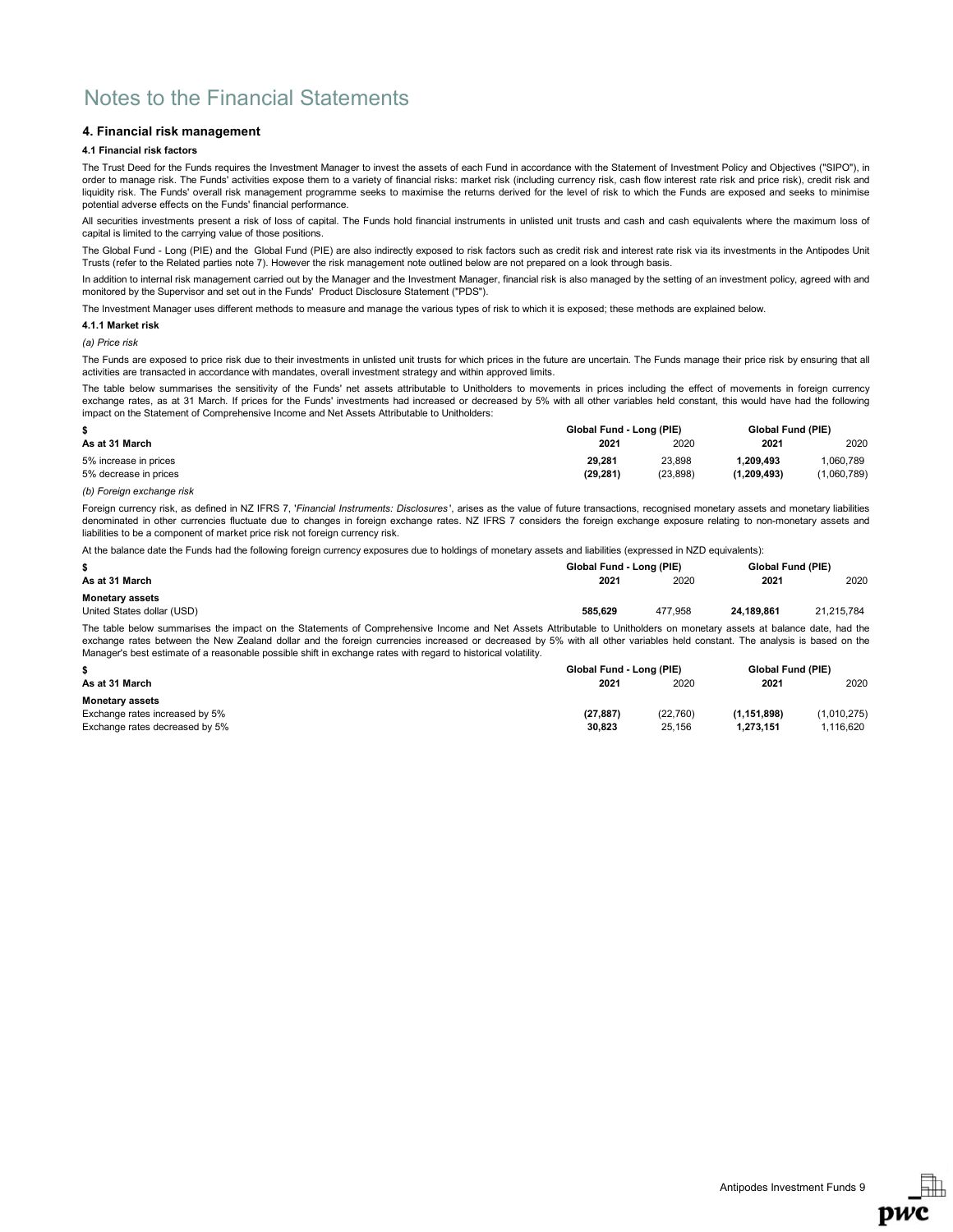# Notes to the Financial Statements

## 4. Financial risk management

### 4.1 Financial risk factors

The Trust Deed for the Funds requires the Investment Manager to invest the assets of each Fund in accordance with the Statement of Investment Policy and Objectives ("SIPO"), in order to manage risk. The Funds' activities expose them to a variety of financial risks: market risk (including currency risk, cash flow interest rate risk and price risk), credit risk and liquidity risk. The Funds' overall risk management programme seeks to maximise the returns derived for the level of risk to which the Funds are exposed and seeks to minimise potential adverse effects on the Funds' financial performance.

All securities investments present a risk of loss of capital. The Funds hold financial instruments in unlisted unit trusts and cash and cash equivalents where the maximum loss of capital is limited to the carrying value of those positions.

The Global Fund - Long (PIE) and the Global Fund (PIE) are also indirectly exposed to risk factors such as credit risk and interest rate risk via its investments in the Antipodes Unit Trusts (refer to the Related parties note 7). However the risk management note outlined below are not prepared on a look through basis.

In addition to internal risk management carried out by the Manager and the Investment Manager, financial risk is also managed by the setting of an investment policy, agreed with and monitored by the Supervisor and set out in the Funds' Product Disclosure Statement ("PDS").

The Investment Manager uses different methods to measure and manage the various types of risk to which it is exposed; these methods are explained below.

#### 4.1.1 Market risk

*(a) Price risk*

The Funds are exposed to price risk due to their investments in unlisted unit trusts for which prices in the future are uncertain. The Funds manage their price risk by ensuring that all activities are transacted in accordance with mandates, overall investment strategy and within approved limits.

The table below summarises the sensitivity of the Funds' net assets attributable to Unitholders to movements in prices including the effect of movements in foreign currency exchange rates, as at 31 March. If prices for the Funds' investments had increased or decreased by 5% with all other variables held constant, this would have had the following impact on the Statement of Comprehensive Income and Net Assets Attributable to Unitholders:

| $ | Global Fund - Long (PIE) | | Global Fund (PIE) | |
|---|---|---|---|---|
| **As at 31 March** | **2021** | 2020 | **2021** | 2020 |
| 5% increase in prices | **29,281** | 23,898 | **1,209,493** | 1,060,789 |
| 5% decrease in prices | **(29,281)** | (23,898) | **(1,209,493)** | (1,060,789) |

*(b) Foreign exchange risk*

Foreign currency risk, as defined in NZ IFRS 7, '*Financial Instruments: Disclosures*', arises as the value of future transactions, recognised monetary assets and monetary liabilities denominated in other currencies fluctuate due to changes in foreign exchange rates. NZ IFRS 7 considers the foreign exchange exposure relating to non-monetary assets and liabilities to be a component of market price risk not foreign currency risk.

At the balance date the Funds had the following foreign currency exposures due to holdings of monetary assets and liabilities (expressed in NZD equivalents):

| $ | Global Fund - Long (PIE) | | Global Fund (PIE) | |
|---|---|---|---|---|
| **As at 31 March** | **2021** | 2020 | **2021** | 2020 |
| **Monetary assets** | | | | |
| United States dollar (USD) | **585,629** | 477,958 | **24,189,861** | 21,215,784 |

The table below summarises the impact on the Statements of Comprehensive Income and Net Assets Attributable to Unitholders on monetary assets at balance date, had the exchange rates between the New Zealand dollar and the foreign currencies increased or decreased by 5% with all other variables held constant. The analysis is based on the Manager's best estimate of a reasonable possible shift in exchange rates with regard to historical volatility.

| $ | Global Fund - Long (PIE) | | Global Fund (PIE) | |
|---|---|---|---|---|
| **As at 31 March** | **2021** | 2020 | **2021** | 2020 |
| **Monetary assets** | | | | |
| Exchange rates increased by 5% | **(27,887)** | (22,760) | **(1,151,898)** | (1,010,275) |
| Exchange rates decreased by 5% | **30,823** | 25,156 | **1,273,151** | 1,116,620 |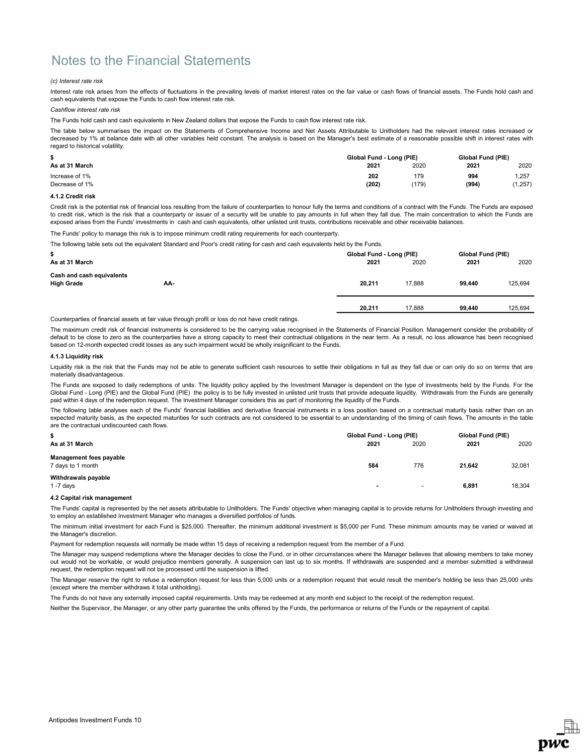# Notes to the Financial Statements

*(c) Interest rate risk*

Interest rate risk arises from the effects of fluctuations in the prevailing levels of market interest rates on the fair value or cash flows of financial assets. The Funds hold cash and cash equivalents that expose the Funds to cash flow interest rate risk.

*Cashflow interest rate risk*

The Funds hold cash and cash equivalents in New Zealand dollars that expose the Funds to cash flow interest rate risk.

The table below summarises the impact on the Statements of Comprehensive Income and Net Assets Attributable to Unitholders had the relevant interest rates increased or decreased by 1% at balance date with all other variables held constant. The analysis is based on the Manager's best estimate of a reasonable possible shift in interest rates with regard to historical volatility.

| $ | Global Fund - Long (PIE) | | Global Fund (PIE) | |
|---|---|---|---|---|
| **As at 31 March** | **2021** | 2020 | **2021** | 2020 |
| Increase of 1% | **202** | 179 | **994** | 1,257 |
| Decrease of 1% | **(202)** | (179) | **(994)** | (1,257) |

**4.1.2 Credit risk**

Credit risk is the potential risk of financial loss resulting from the failure of counterparties to honour fully the terms and conditions of a contract with the Funds. The Funds are exposed to credit risk, which is the risk that a counterparty or issuer of a security will be unable to pay amounts in full when they fall due. The main concentration to which the Funds are exposed arises from the Funds' investments in cash and cash equivalents, other unlisted unit trusts, contributions receivable and other receivable balances.

The Funds' policy to manage this risk is to impose minimum credit rating requirements for each counterparty.

The following table sets out the equivalent Standard and Poor's credit rating for cash and cash equivalents held by the Funds.

| $ | | Global Fund - Long (PIE) | | Global Fund (PIE) | |
|---|---|---|---|---|---|
| **As at 31 March** | | **2021** | 2020 | **2021** | 2020 |
| **Cash and cash equivalents** | | | | | |
| **High Grade** | **AA-** | **20,211** | 17,888 | **99,440** | 125,694 |
| | | **20,211** | 17,888 | **99,440** | 125,694 |

Counterparties of financial assets at fair value through profit or loss do not have credit ratings.

The maximum credit risk of financial instruments is considered to be the carrying value recognised in the Statements of Financial Position. Management consider the probability of default to be close to zero as the counterparties have a strong capacity to meet their contractual obligations in the near term. As a result, no loss allowance has been recognised based on 12-month expected credit losses as any such impairment would be wholly insignificant to the Funds.

**4.1.3 Liquidity risk**

Liquidity risk is the risk that the Funds may not be able to generate sufficient cash resources to settle their obligations in full as they fall due or can only do so on terms that are materially disadvantageous.

The Funds are exposed to daily redemptions of units. The liquidity policy applied by the Investment Manager is dependent on the type of investments held by the Funds. For the Global Fund - Long (PIE) and the Global Fund (PIE) the policy is to be fully invested in unlisted unit trusts that provide adequate liquidity. Withdrawals from the Funds are generally paid within 4 days of the redemption request. The Investment Manager considers this as part of monitoring the liquidity of the Funds.

The following table analyses each of the Funds' financial liabilities and derivative financial instruments in a loss position based on a contractual maturity basis rather than on an expected maturity basis, as the expected maturities for such contracts are not considered to be essential to an understanding of the timing of cash flows. The amounts in the table are the contractual undiscounted cash flows.

| $ | Global Fund - Long (PIE) | | Global Fund (PIE) | |
|---|---|---|---|---|
| **As at 31 March** | **2021** | 2020 | **2021** | 2020 |
| **Management fees payable** | | | | |
| 7 days to 1 month | **584** | 776 | **21,642** | 32,081 |
| **Withdrawals payable** | | | | |
| 1 -7 days | **-** | - | **6,891** | 18,304 |

**4.2 Capital risk management**

The Funds' capital is represented by the net assets attributable to Unitholders. The Funds' objective when managing capital is to provide returns for Unitholders through investing and to employ an established Investment Manager who manages a diversified portfolios of funds.

The minimum initial investment for each Fund is $25,000. Thereafter, the minimum additional investment is $5,000 per Fund. These minimum amounts may be varied or waived at the Manager's discretion.

Payment for redemption requests will normally be made within 15 days of receiving a redemption request from the member of a Fund.

The Manager may suspend redemptions where the Manager decides to close the Fund, or in other circumstances where the Manager believes that allowing members to take money out would not be workable, or would prejudice members generally. A suspension can last up to six months. If withdrawals are suspended and a member submitted a withdrawal request, the redemption request will not be processed until the suspension is lifted.

The Manager reserve the right to refuse a redemption request for less than 5,000 units or a redemption request that would result the member's holding be less than 25,000 units (except where the member withdraws it total unitholding).

The Funds do not have any externally imposed capital requirements. Units may be redeemed at any month end subject to the receipt of the redemption request.

Neither the Supervisor, the Manager, or any other party guarantee the units offered by the Funds, the performance or returns of the Funds or the repayment of capital.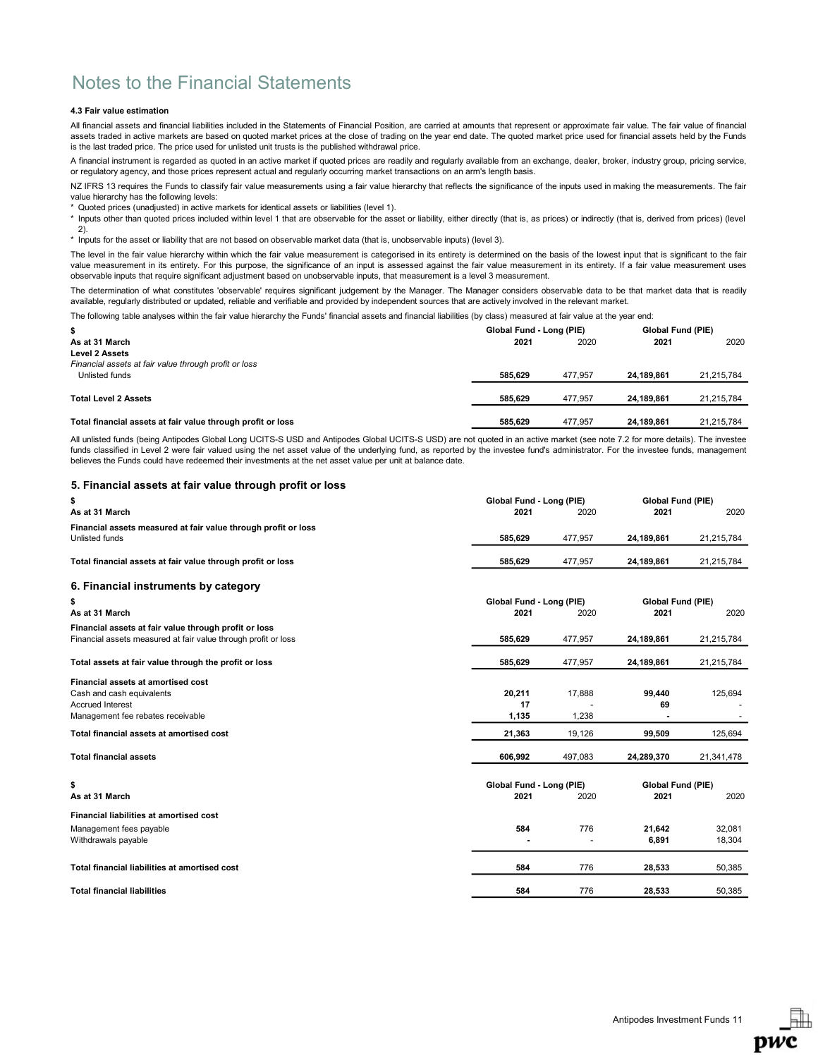# Notes to the Financial Statements

#### 4.3 Fair value estimation

All financial assets and financial liabilities included in the Statements of Financial Position, are carried at amounts that represent or approximate fair value. The fair value of financial assets traded in active markets are based on quoted market prices at the close of trading on the year end date. The quoted market price used for financial assets held by the Funds is the last traded price. The price used for unlisted unit trusts is the published withdrawal price.

A financial instrument is regarded as quoted in an active market if quoted prices are readily and regularly available from an exchange, dealer, broker, industry group, pricing service, or regulatory agency, and those prices represent actual and regularly occurring market transactions on an arm's length basis.

NZ IFRS 13 requires the Funds to classify fair value measurements using a fair value hierarchy that reflects the significance of the inputs used in making the measurements. The fair value hierarchy has the following levels:

* Quoted prices (unadjusted) in active markets for identical assets or liabilities (level 1).
* Inputs other than quoted prices included within level 1 that are observable for the asset or liability, either directly (that is, as prices) or indirectly (that is, derived from prices) (level 2).
* Inputs for the asset or liability that are not based on observable market data (that is, unobservable inputs) (level 3).

The level in the fair value hierarchy within which the fair value measurement is categorised in its entirety is determined on the basis of the lowest input that is significant to the fair value measurement in its entirety. For this purpose, the significance of an input is assessed against the fair value measurement in its entirety. If a fair value measurement uses observable inputs that require significant adjustment based on unobservable inputs, that measurement is a level 3 measurement.

The determination of what constitutes 'observable' requires significant judgement by the Manager. The Manager considers observable data to be that market data that is readily available, regularly distributed or updated, reliable and verifiable and provided by independent sources that are actively involved in the relevant market.

The following table analyses within the fair value hierarchy the Funds' financial assets and financial liabilities (by class) measured at fair value at the year end:

| $ | Global Fund - Long (PIE) | | Global Fund (PIE) | |
|---|---|---|---|---|
| As at 31 March | 2021 | 2020 | 2021 | 2020 |
| **Level 2 Assets** | | | | |
| *Financial assets at fair value through profit or loss* | | | | |
| Unlisted funds | **585,629** | 477,957 | **24,189,861** | 21,215,784 |
| **Total Level 2 Assets** | **585,629** | 477,957 | **24,189,861** | 21,215,784 |
| **Total financial assets at fair value through profit or loss** | **585,629** | 477,957 | **24,189,861** | 21,215,784 |

All unlisted funds (being Antipodes Global Long UCITS-S USD and Antipodes Global UCITS-S USD) are not quoted in an active market (see note 7.2 for more details). The investee funds classified in Level 2 were fair valued using the net asset value of the underlying fund, as reported by the investee fund's administrator. For the investee funds, management believes the Funds could have redeemed their investments at the net asset value per unit at balance date.

## 5. Financial assets at fair value through profit or loss

| $ | Global Fund - Long (PIE) | | Global Fund (PIE) | |
|---|---|---|---|---|
| As at 31 March | 2021 | 2020 | 2021 | 2020 |
| **Financial assets measured at fair value through profit or loss** | | | | |
| Unlisted funds | **585,629** | 477,957 | **24,189,861** | 21,215,784 |
| **Total financial assets at fair value through profit or loss** | **585,629** | 477,957 | **24,189,861** | 21,215,784 |

## 6. Financial instruments by category

| $ | Global Fund - Long (PIE) | | Global Fund (PIE) | |
|---|---|---|---|---|
| As at 31 March | 2021 | 2020 | 2021 | 2020 |
| **Financial assets at fair value through profit or loss** | | | | |
| Financial assets measured at fair value through profit or loss | **585,629** | 477,957 | **24,189,861** | 21,215,784 |
| **Total assets at fair value through the profit or loss** | **585,629** | 477,957 | **24,189,861** | 21,215,784 |
| **Financial assets at amortised cost** | | | | |
| Cash and cash equivalents | **20,211** | 17,888 | **99,440** | 125,694 |
| Accrued Interest | **17** | - | **69** | - |
| Management fee rebates receivable | **1,135** | 1,238 | **-** | - |
| **Total financial assets at amortised cost** | **21,363** | 19,126 | **99,509** | 125,694 |
| **Total financial assets** | **606,992** | 497,083 | **24,289,370** | 21,341,478 |

| $ | Global Fund - Long (PIE) | | Global Fund (PIE) | |
|---|---|---|---|---|
| As at 31 March | 2021 | 2020 | 2021 | 2020 |
| **Financial liabilities at amortised cost** | | | | |
| Management fees payable | **584** | 776 | **21,642** | 32,081 |
| Withdrawals payable | **-** | - | **6,891** | 18,304 |
| **Total financial liabilities at amortised cost** | **584** | 776 | **28,533** | 50,385 |
| **Total financial liabilities** | **584** | 776 | **28,533** | 50,385 |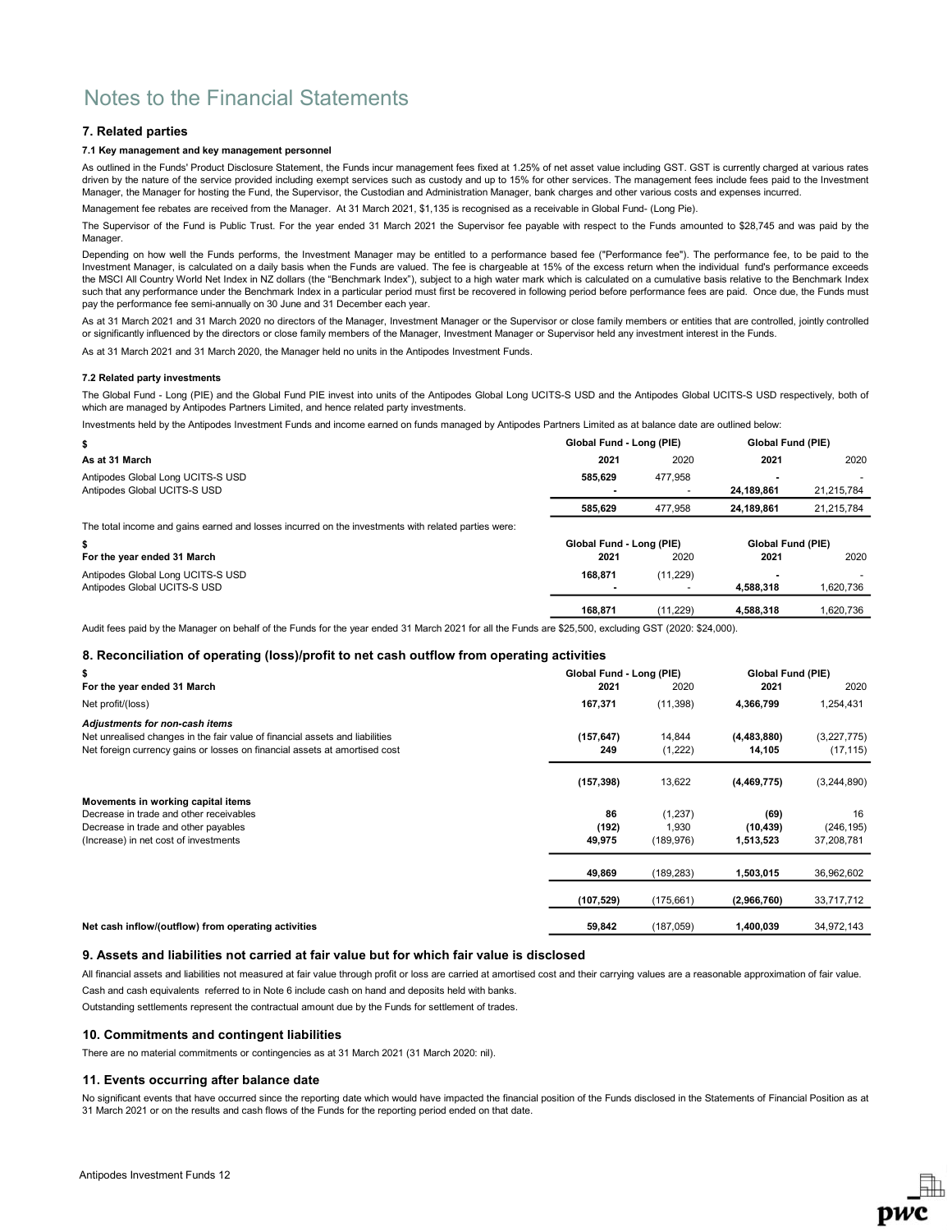# Notes to the Financial Statements

## 7. Related parties

### 7.1 Key management and key management personnel

As outlined in the Funds' Product Disclosure Statement, the Funds incur management fees fixed at 1.25% of net asset value including GST. GST is currently charged at various rates driven by the nature of the service provided including exempt services such as custody and up to 15% for other services. The management fees include fees paid to the Investment Manager, the Manager for hosting the Fund, the Supervisor, the Custodian and Administration Manager, bank charges and other various costs and expenses incurred.

Management fee rebates are received from the Manager. At 31 March 2021, $1,135 is recognised as a receivable in Global Fund- (Long Pie).

The Supervisor of the Fund is Public Trust. For the year ended 31 March 2021 the Supervisor fee payable with respect to the Funds amounted to $28,745 and was paid by the Manager.

Depending on how well the Funds performs, the Investment Manager may be entitled to a performance based fee ("Performance fee"). The performance fee, to be paid to the Investment Manager, is calculated on a daily basis when the Funds are valued. The fee is chargeable at 15% of the excess return when the individual fund's performance exceeds the MSCI All Country World Net Index in NZ dollars (the "Benchmark Index"), subject to a high water mark which is calculated on a cumulative basis relative to the Benchmark Index such that any performance under the Benchmark Index in a particular period must first be recovered in following period before performance fees are paid. Once due, the Funds must pay the performance fee semi-annually on 30 June and 31 December each year.

As at 31 March 2021 and 31 March 2020 no directors of the Manager, Investment Manager or the Supervisor or close family members or entities that are controlled, jointly controlled or significantly influenced by the directors or close family members of the Manager, Investment Manager or Supervisor held any investment interest in the Funds.

As at 31 March 2021 and 31 March 2020, the Manager held no units in the Antipodes Investment Funds.

### 7.2 Related party investments

The Global Fund - Long (PIE) and the Global Fund PIE invest into units of the Antipodes Global Long UCITS-S USD and the Antipodes Global UCITS-S USD respectively, both of which are managed by Antipodes Partners Limited, and hence related party investments.

Investments held by the Antipodes Investment Funds and income earned on funds managed by Antipodes Partners Limited as at balance date are outlined below:

| $ | Global Fund - Long (PIE) | | Global Fund (PIE) | |
|---|---|---|---|---|
| **As at 31 March** | **2021** | 2020 | **2021** | 2020 |
| Antipodes Global Long UCITS-S USD | **585,629** | 477,958 | **-** | - |
| Antipodes Global UCITS-S USD | **-** | - | **24,189,861** | 21,215,784 |
| | **585,629** | 477,958 | **24,189,861** | 21,215,784 |

The total income and gains earned and losses incurred on the investments with related parties were:

| $ | Global Fund - Long (PIE) | | Global Fund (PIE) | |
|---|---|---|---|---|
| **For the year ended 31 March** | **2021** | 2020 | **2021** | 2020 |
| Antipodes Global Long UCITS-S USD | **168,871** | (11,229) | **-** | - |
| Antipodes Global UCITS-S USD | **-** | - | **4,588,318** | 1,620,736 |
| | **168,871** | (11,229) | **4,588,318** | 1,620,736 |

Audit fees paid by the Manager on behalf of the Funds for the year ended 31 March 2021 for all the Funds are $25,500, excluding GST (2020: $24,000).

## 8. Reconciliation of operating (loss)/profit to net cash outflow from operating activities

| $ | Global Fund - Long (PIE) | | Global Fund (PIE) | |
|---|---|---|---|---|
| **For the year ended 31 March** | **2021** | 2020 | **2021** | 2020 |
| Net profit/(loss) | **167,371** | (11,398) | **4,366,799** | 1,254,431 |
| ***Adjustments for non-cash items*** | | | | |
| Net unrealised changes in the fair value of financial assets and liabilities | **(157,647)** | 14,844 | **(4,483,880)** | (3,227,775) |
| Net foreign currency gains or losses on financial assets at amortised cost | **249** | (1,222) | **14,105** | (17,115) |
| | **(157,398)** | 13,622 | **(4,469,775)** | (3,244,890) |
| **Movements in working capital items** | | | | |
| Decrease in trade and other receivables | **86** | (1,237) | **(69)** | 16 |
| Decrease in trade and other payables | **(192)** | 1,930 | **(10,439)** | (246,195) |
| (Increase) in net cost of investments | **49,975** | (189,976) | **1,513,523** | 37,208,781 |
| | **49,869** | (189,283) | **1,503,015** | 36,962,602 |
| | **(107,529)** | (175,661) | **(2,966,760)** | 33,717,712 |
| **Net cash inflow/(outflow) from operating activities** | **59,842** | (187,059) | **1,400,039** | 34,972,143 |

## 9. Assets and liabilities not carried at fair value but for which fair value is disclosed

All financial assets and liabilities not measured at fair value through profit or loss are carried at amortised cost and their carrying values are a reasonable approximation of fair value.

Cash and cash equivalents referred to in Note 6 include cash on hand and deposits held with banks.

Outstanding settlements represent the contractual amount due by the Funds for settlement of trades.

## 10. Commitments and contingent liabilities

There are no material commitments or contingencies as at 31 March 2021 (31 March 2020: nil).

## 11. Events occurring after balance date

No significant events that have occurred since the reporting date which would have impacted the financial position of the Funds disclosed in the Statements of Financial Position as at 31 March 2021 or on the results and cash flows of the Funds for the reporting period ended on that date.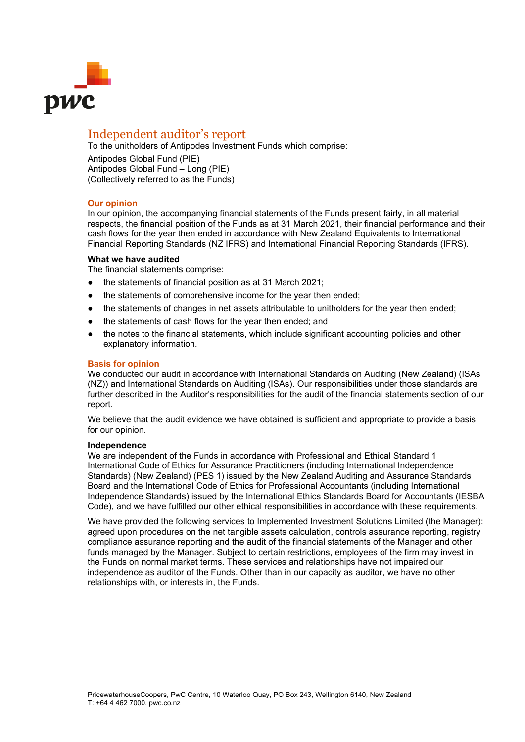# Independent auditor's report

To the unitholders of Antipodes Investment Funds which comprise:

Antipodes Global Fund (PIE)
Antipodes Global Fund – Long (PIE)
(Collectively referred to as the Funds)

## Our opinion

In our opinion, the accompanying financial statements of the Funds present fairly, in all material respects, the financial position of the Funds as at 31 March 2021, their financial performance and their cash flows for the year then ended in accordance with New Zealand Equivalents to International Financial Reporting Standards (NZ IFRS) and International Financial Reporting Standards (IFRS).

### What we have audited

The financial statements comprise:

- the statements of financial position as at 31 March 2021;
- the statements of comprehensive income for the year then ended;
- the statements of changes in net assets attributable to unitholders for the year then ended;
- the statements of cash flows for the year then ended; and
- the notes to the financial statements, which include significant accounting policies and other explanatory information.

## Basis for opinion

We conducted our audit in accordance with International Standards on Auditing (New Zealand) (ISAs (NZ)) and International Standards on Auditing (ISAs). Our responsibilities under those standards are further described in the Auditor's responsibilities for the audit of the financial statements section of our report.

We believe that the audit evidence we have obtained is sufficient and appropriate to provide a basis for our opinion.

### Independence

We are independent of the Funds in accordance with Professional and Ethical Standard 1 International Code of Ethics for Assurance Practitioners (including International Independence Standards) (New Zealand) (PES 1) issued by the New Zealand Auditing and Assurance Standards Board and the International Code of Ethics for Professional Accountants (including International Independence Standards) issued by the International Ethics Standards Board for Accountants (IESBA Code), and we have fulfilled our other ethical responsibilities in accordance with these requirements.

We have provided the following services to Implemented Investment Solutions Limited (the Manager): agreed upon procedures on the net tangible assets calculation, controls assurance reporting, registry compliance assurance reporting and the audit of the financial statements of the Manager and other funds managed by the Manager. Subject to certain restrictions, employees of the firm may invest in the Funds on normal market terms. These services and relationships have not impaired our independence as auditor of the Funds. Other than in our capacity as auditor, we have no other relationships with, or interests in, the Funds.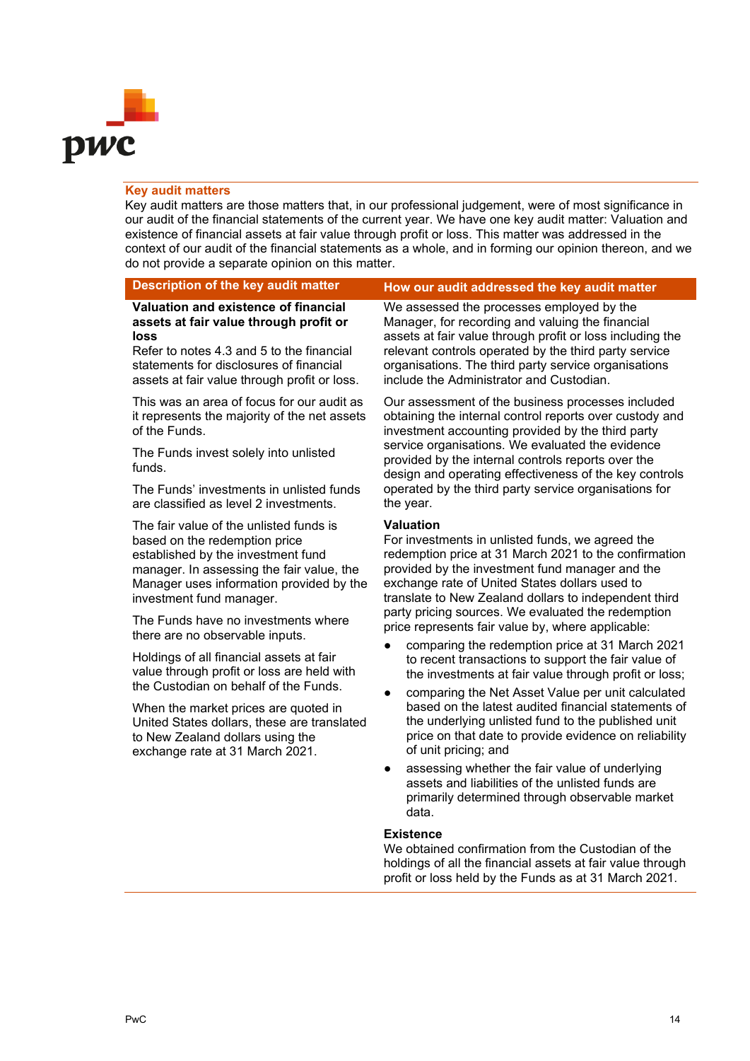## Key audit matters

Key audit matters are those matters that, in our professional judgement, were of most significance in our audit of the financial statements of the current year. We have one key audit matter: Valuation and existence of financial assets at fair value through profit or loss. This matter was addressed in the context of our audit of the financial statements as a whole, and in forming our opinion thereon, and we do not provide a separate opinion on this matter.

| Description of the key audit matter | How our audit addressed the key audit matter |
|---|---|
| **Valuation and existence of financial assets at fair value through profit or loss**<br>Refer to notes 4.3 and 5 to the financial statements for disclosures of financial assets at fair value through profit or loss.<br><br>This was an area of focus for our audit as it represents the majority of the net assets of the Funds.<br><br>The Funds invest solely into unlisted funds.<br><br>The Funds' investments in unlisted funds are classified as level 2 investments.<br><br>The fair value of the unlisted funds is based on the redemption price established by the investment fund manager. In assessing the fair value, the Manager uses information provided by the investment fund manager.<br><br>The Funds have no investments where there are no observable inputs.<br><br>Holdings of all financial assets at fair value through profit or loss are held with the Custodian on behalf of the Funds.<br><br>When the market prices are quoted in United States dollars, these are translated to New Zealand dollars using the exchange rate at 31 March 2021. | We assessed the processes employed by the Manager, for recording and valuing the financial assets at fair value through profit or loss including the relevant controls operated by the third party service organisations. The third party service organisations include the Administrator and Custodian.<br><br>Our assessment of the business processes included obtaining the internal control reports over custody and investment accounting provided by the third party service organisations. We evaluated the evidence provided by the internal controls reports over the design and operating effectiveness of the key controls operated by the third party service organisations for the year.<br><br>**Valuation**<br>For investments in unlisted funds, we agreed the redemption price at 31 March 2021 to the confirmation provided by the investment fund manager and the exchange rate of United States dollars used to translate to New Zealand dollars to independent third party pricing sources. We evaluated the redemption price represents fair value by, where applicable:<br>• comparing the redemption price at 31 March 2021 to recent transactions to support the fair value of the investments at fair value through profit or loss;<br>• comparing the Net Asset Value per unit calculated based on the latest audited financial statements of the underlying unlisted fund to the published unit price on that date to provide evidence on reliability of unit pricing; and<br>• assessing whether the fair value of underlying assets and liabilities of the unlisted funds are primarily determined through observable market data.<br><br>**Existence**<br>We obtained confirmation from the Custodian of the holdings of all the financial assets at fair value through profit or loss held by the Funds as at 31 March 2021. |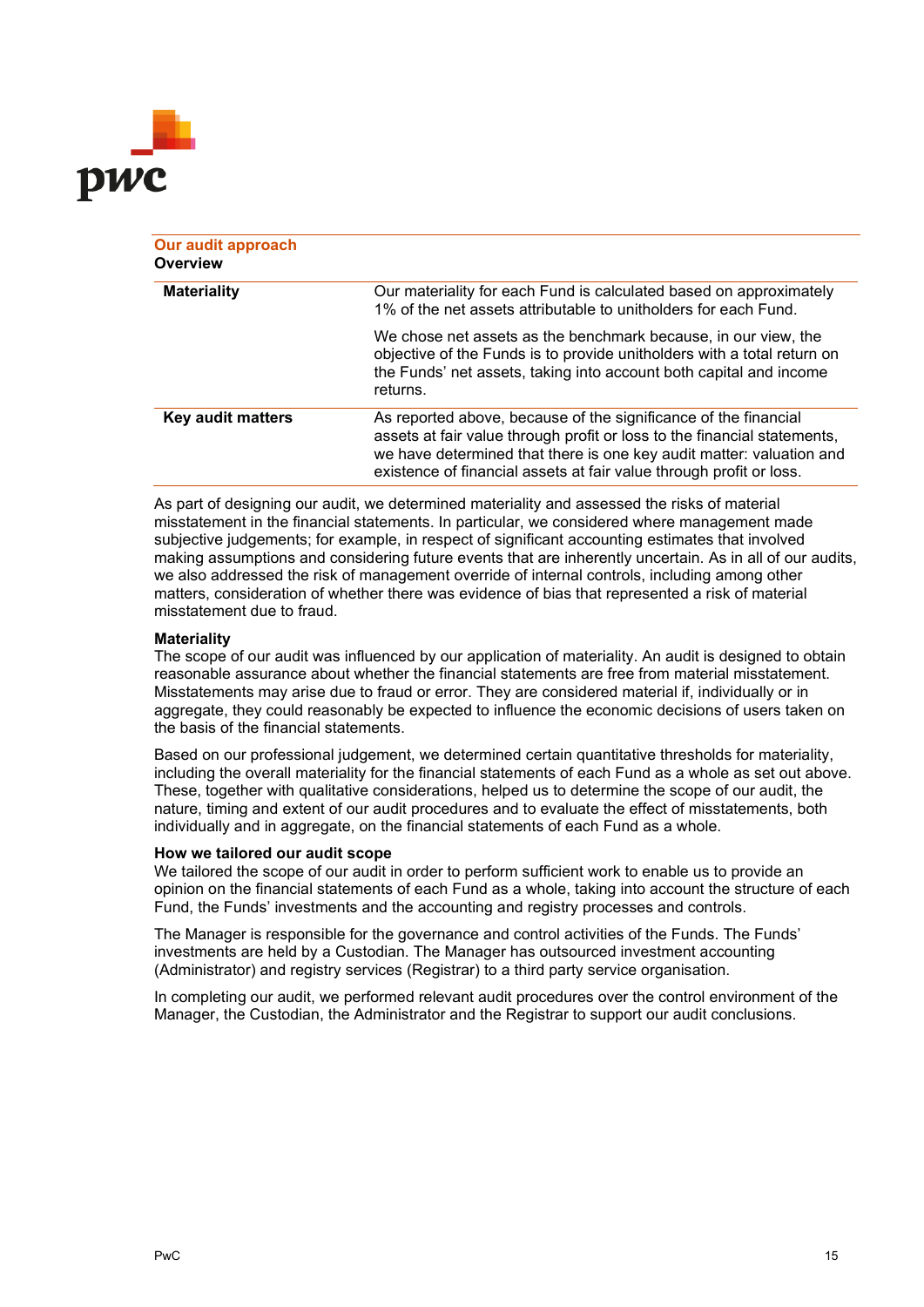## Our audit approach

### Overview

| | |
|---|---|
| **Materiality** | Our materiality for each Fund is calculated based on approximately 1% of the net assets attributable to unitholders for each Fund.<br><br>We chose net assets as the benchmark because, in our view, the objective of the Funds is to provide unitholders with a total return on the Funds' net assets, taking into account both capital and income returns. |
| **Key audit matters** | As reported above, because of the significance of the financial assets at fair value through profit or loss to the financial statements, we have determined that there is one key audit matter: valuation and existence of financial assets at fair value through profit or loss. |

As part of designing our audit, we determined materiality and assessed the risks of material misstatement in the financial statements. In particular, we considered where management made subjective judgements; for example, in respect of significant accounting estimates that involved making assumptions and considering future events that are inherently uncertain. As in all of our audits, we also addressed the risk of management override of internal controls, including among other matters, consideration of whether there was evidence of bias that represented a risk of material misstatement due to fraud.

### Materiality

The scope of our audit was influenced by our application of materiality. An audit is designed to obtain reasonable assurance about whether the financial statements are free from material misstatement. Misstatements may arise due to fraud or error. They are considered material if, individually or in aggregate, they could reasonably be expected to influence the economic decisions of users taken on the basis of the financial statements.

Based on our professional judgement, we determined certain quantitative thresholds for materiality, including the overall materiality for the financial statements of each Fund as a whole as set out above. These, together with qualitative considerations, helped us to determine the scope of our audit, the nature, timing and extent of our audit procedures and to evaluate the effect of misstatements, both individually and in aggregate, on the financial statements of each Fund as a whole.

### How we tailored our audit scope

We tailored the scope of our audit in order to perform sufficient work to enable us to provide an opinion on the financial statements of each Fund as a whole, taking into account the structure of each Fund, the Funds' investments and the accounting and registry processes and controls.

The Manager is responsible for the governance and control activities of the Funds. The Funds' investments are held by a Custodian. The Manager has outsourced investment accounting (Administrator) and registry services (Registrar) to a third party service organisation.

In completing our audit, we performed relevant audit procedures over the control environment of the Manager, the Custodian, the Administrator and the Registrar to support our audit conclusions.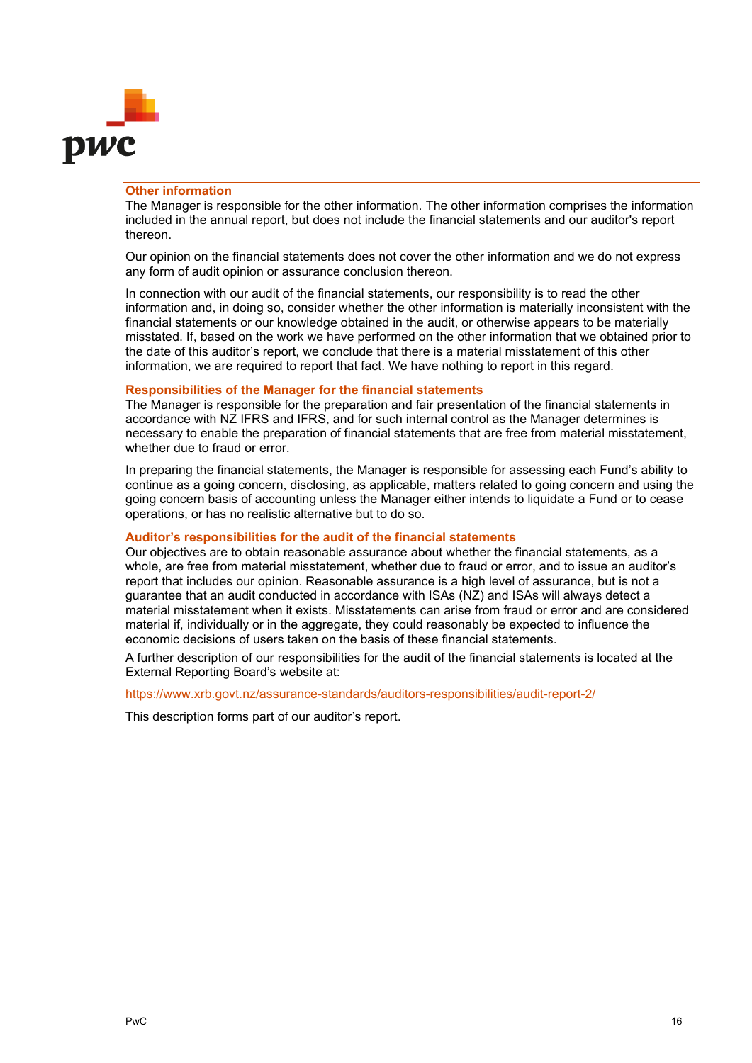## Other information

The Manager is responsible for the other information. The other information comprises the information included in the annual report, but does not include the financial statements and our auditor's report thereon.

Our opinion on the financial statements does not cover the other information and we do not express any form of audit opinion or assurance conclusion thereon.

In connection with our audit of the financial statements, our responsibility is to read the other information and, in doing so, consider whether the other information is materially inconsistent with the financial statements or our knowledge obtained in the audit, or otherwise appears to be materially misstated. If, based on the work we have performed on the other information that we obtained prior to the date of this auditor's report, we conclude that there is a material misstatement of this other information, we are required to report that fact. We have nothing to report in this regard.

## Responsibilities of the Manager for the financial statements

The Manager is responsible for the preparation and fair presentation of the financial statements in accordance with NZ IFRS and IFRS, and for such internal control as the Manager determines is necessary to enable the preparation of financial statements that are free from material misstatement, whether due to fraud or error.

In preparing the financial statements, the Manager is responsible for assessing each Fund's ability to continue as a going concern, disclosing, as applicable, matters related to going concern and using the going concern basis of accounting unless the Manager either intends to liquidate a Fund or to cease operations, or has no realistic alternative but to do so.

## Auditor's responsibilities for the audit of the financial statements

Our objectives are to obtain reasonable assurance about whether the financial statements, as a whole, are free from material misstatement, whether due to fraud or error, and to issue an auditor's report that includes our opinion. Reasonable assurance is a high level of assurance, but is not a guarantee that an audit conducted in accordance with ISAs (NZ) and ISAs will always detect a material misstatement when it exists. Misstatements can arise from fraud or error and are considered material if, individually or in the aggregate, they could reasonably be expected to influence the economic decisions of users taken on the basis of these financial statements.

A further description of our responsibilities for the audit of the financial statements is located at the External Reporting Board's website at:

https://www.xrb.govt.nz/assurance-standards/auditors-responsibilities/audit-report-2/

This description forms part of our auditor's report.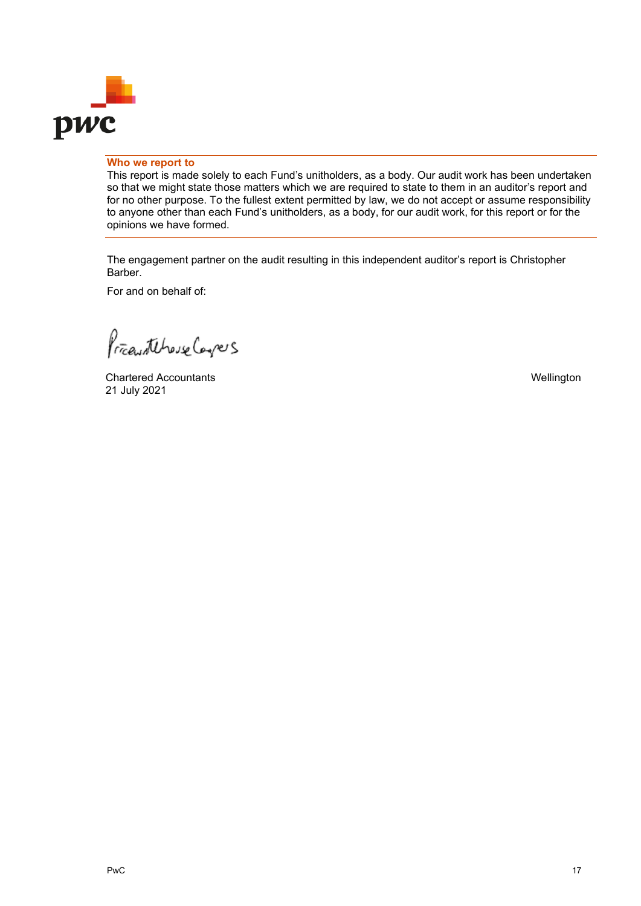### Who we report to

This report is made solely to each Fund's unitholders, as a body. Our audit work has been undertaken so that we might state those matters which we are required to state to them in an auditor's report and for no other purpose. To the fullest extent permitted by law, we do not accept or assume responsibility to anyone other than each Fund's unitholders, as a body, for our audit work, for this report or for the opinions we have formed.

The engagement partner on the audit resulting in this independent auditor's report is Christopher Barber.

For and on behalf of:

PricewaterhouseCoopers

Chartered Accountants
21 July 2021

Wellington